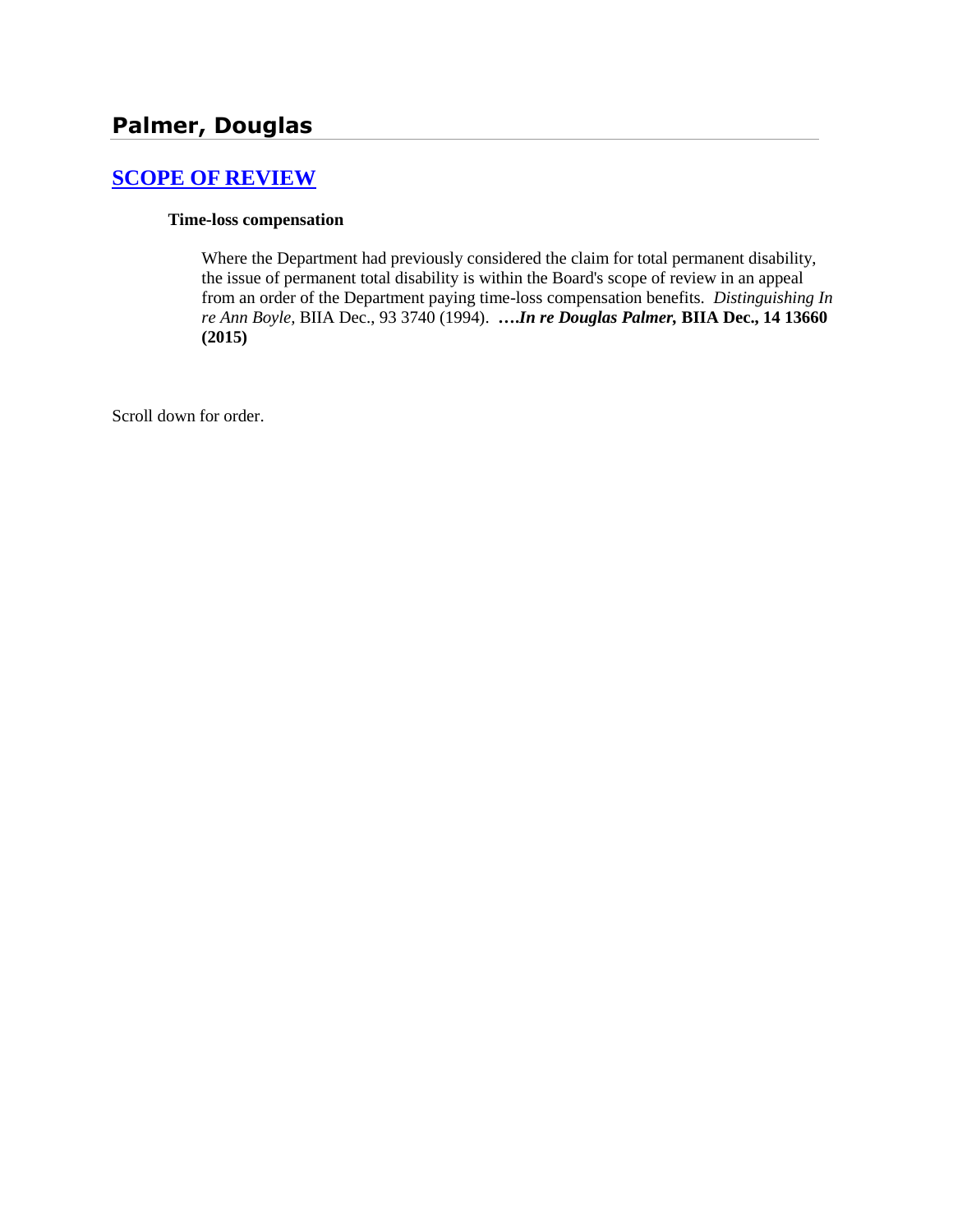# Palmer, Douglas

## [SCOPE OF REVIEW]

**Time-loss compensation**

Where the Department had previously considered the claim for total permanent disability, the issue of permanent total disability is within the Board's scope of review in an appeal from an order of the Department paying time-loss compensation benefits. *Distinguishing In re Ann Boyle,* BIIA Dec., 93 3740 (1994). **….*In re Douglas Palmer,* BIIA Dec., 14 13660 (2015)**

Scroll down for order.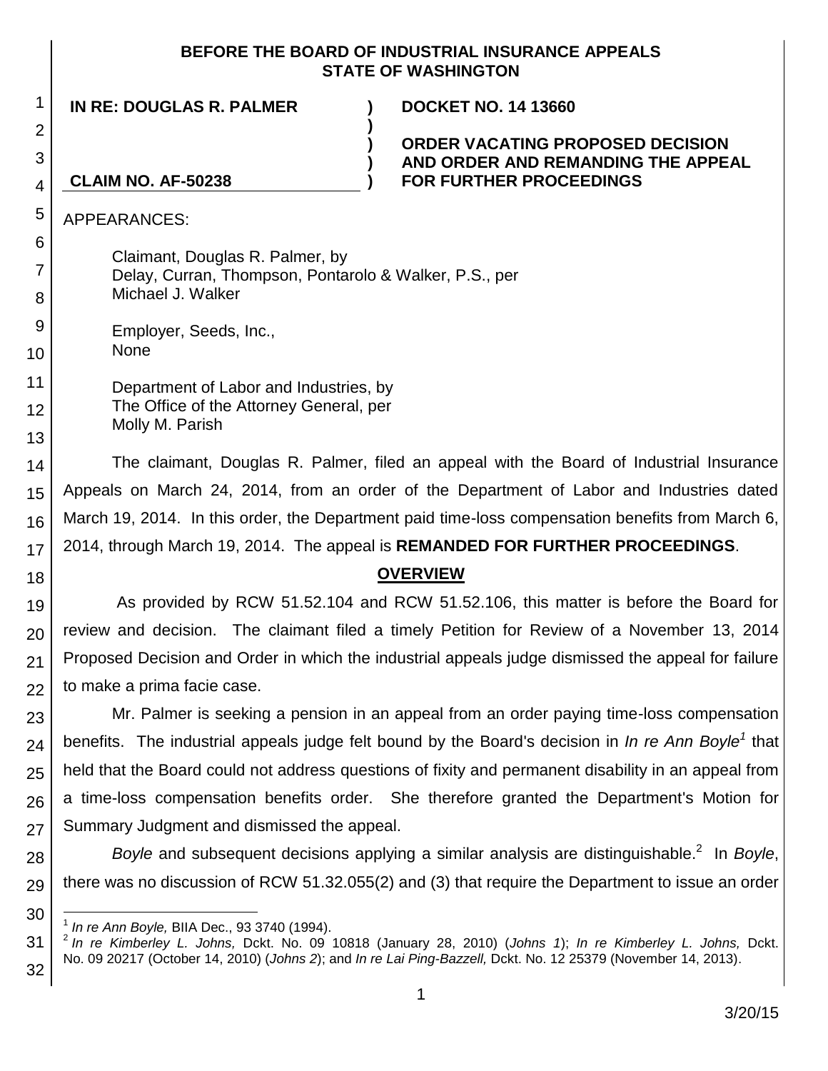**BEFORE THE BOARD OF INDUSTRIAL INSURANCE APPEALS**
**STATE OF WASHINGTON**

| | | |
|---|---|---|
| **IN RE: DOUGLAS R. PALMER** | **)** | **DOCKET NO. 14 13660** |
| | **)** | |
| | **)** | **ORDER VACATING PROPOSED DECISION AND ORDER AND REMANDING THE APPEAL FOR FURTHER PROCEEDINGS** |
| **CLAIM NO. AF-50238** | **)** | |

APPEARANCES:

Claimant, Douglas R. Palmer, by
Delay, Curran, Thompson, Pontarolo & Walker, P.S., per
Michael J. Walker

Employer, Seeds, Inc.,
None

Department of Labor and Industries, by
The Office of the Attorney General, per
Molly M. Parish

The claimant, Douglas R. Palmer, filed an appeal with the Board of Industrial Insurance Appeals on March 24, 2014, from an order of the Department of Labor and Industries dated March 19, 2014. In this order, the Department paid time-loss compensation benefits from March 6, 2014, through March 19, 2014. The appeal is **REMANDED FOR FURTHER PROCEEDINGS**.

**OVERVIEW**

As provided by RCW 51.52.104 and RCW 51.52.106, this matter is before the Board for review and decision. The claimant filed a timely Petition for Review of a November 13, 2014 Proposed Decision and Order in which the industrial appeals judge dismissed the appeal for failure to make a prima facie case.

Mr. Palmer is seeking a pension in an appeal from an order paying time-loss compensation benefits. The industrial appeals judge felt bound by the Board's decision in *In re Ann Boyle*[1] that held that the Board could not address questions of fixity and permanent disability in an appeal from a time-loss compensation benefits order. She therefore granted the Department's Motion for Summary Judgment and dismissed the appeal.

*Boyle* and subsequent decisions applying a similar analysis are distinguishable.[2] In *Boyle*, there was no discussion of RCW 51.32.055(2) and (3) that require the Department to issue an order

---

[1] *In re Ann Boyle,* BIIA Dec., 93 3740 (1994).

[2] *In re Kimberley L. Johns,* Dckt. No. 09 10818 (January 28, 2010) (*Johns 1*); *In re Kimberley L. Johns,* Dckt. No. 09 20217 (October 14, 2010) (*Johns 2*); and *In re Lai Ping-Bazzell,* Dckt. No. 12 25379 (November 14, 2013).

3/20/15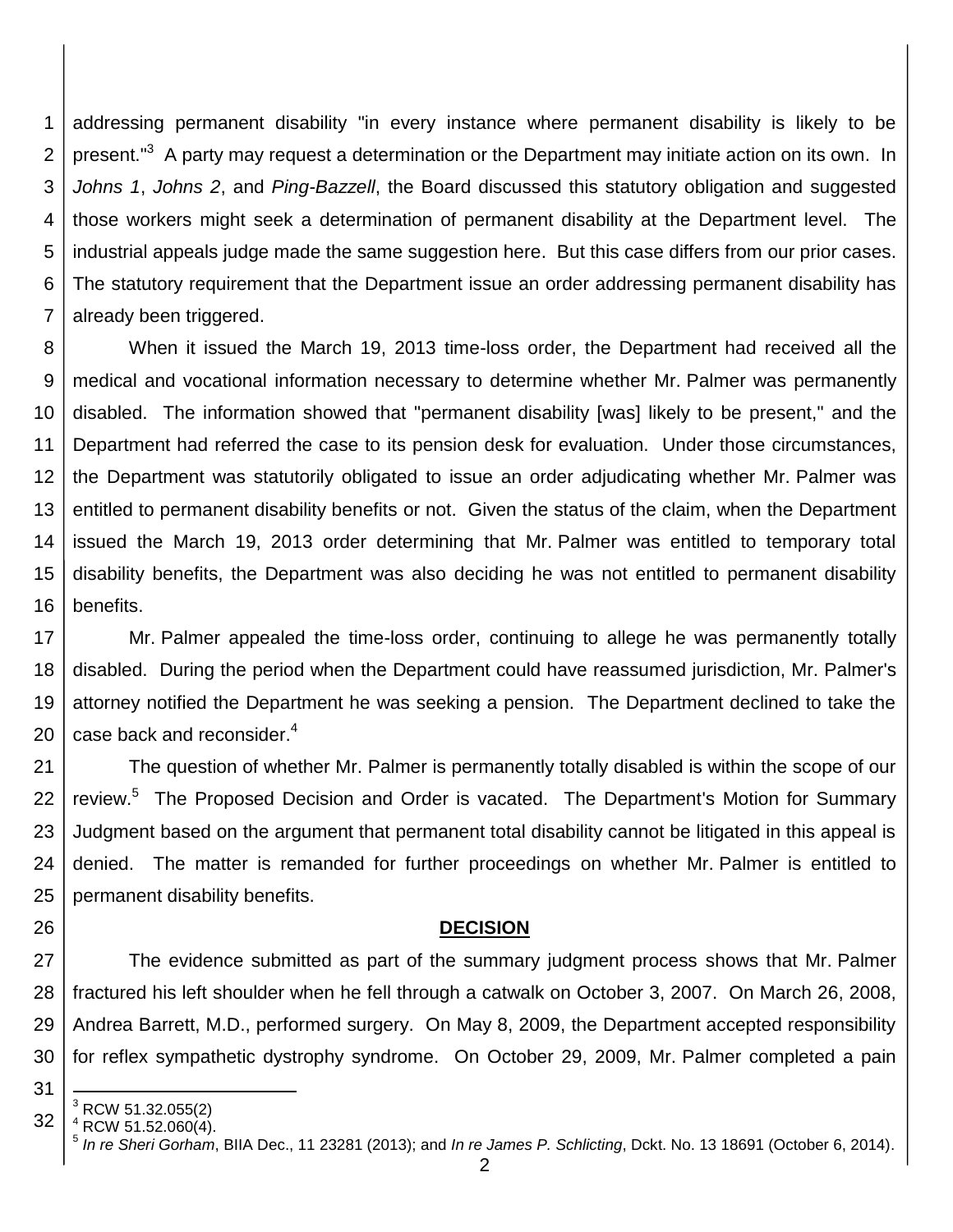addressing permanent disability "in every instance where permanent disability is likely to be present."[3] A party may request a determination or the Department may initiate action on its own. In *Johns 1*, *Johns 2*, and *Ping-Bazzell*, the Board discussed this statutory obligation and suggested those workers might seek a determination of permanent disability at the Department level. The industrial appeals judge made the same suggestion here. But this case differs from our prior cases. The statutory requirement that the Department issue an order addressing permanent disability has already been triggered.

When it issued the March 19, 2013 time-loss order, the Department had received all the medical and vocational information necessary to determine whether Mr. Palmer was permanently disabled. The information showed that "permanent disability [was] likely to be present," and the Department had referred the case to its pension desk for evaluation. Under those circumstances, the Department was statutorily obligated to issue an order adjudicating whether Mr. Palmer was entitled to permanent disability benefits or not. Given the status of the claim, when the Department issued the March 19, 2013 order determining that Mr. Palmer was entitled to temporary total disability benefits, the Department was also deciding he was not entitled to permanent disability benefits.

Mr. Palmer appealed the time-loss order, continuing to allege he was permanently totally disabled. During the period when the Department could have reassumed jurisdiction, Mr. Palmer's attorney notified the Department he was seeking a pension. The Department declined to take the case back and reconsider.[4]

The question of whether Mr. Palmer is permanently totally disabled is within the scope of our review.[5] The Proposed Decision and Order is vacated. The Department's Motion for Summary Judgment based on the argument that permanent total disability cannot be litigated in this appeal is denied. The matter is remanded for further proceedings on whether Mr. Palmer is entitled to permanent disability benefits.

## DECISION

The evidence submitted as part of the summary judgment process shows that Mr. Palmer fractured his left shoulder when he fell through a catwalk on October 3, 2007. On March 26, 2008, Andrea Barrett, M.D., performed surgery. On May 8, 2009, the Department accepted responsibility for reflex sympathetic dystrophy syndrome. On October 29, 2009, Mr. Palmer completed a pain

---

[3] RCW 51.32.055(2)

[4] RCW 51.52.060(4).

[5] *In re Sheri Gorham*, BIIA Dec., 11 23281 (2013); and *In re James P. Schlicting*, Dckt. No. 13 18691 (October 6, 2014).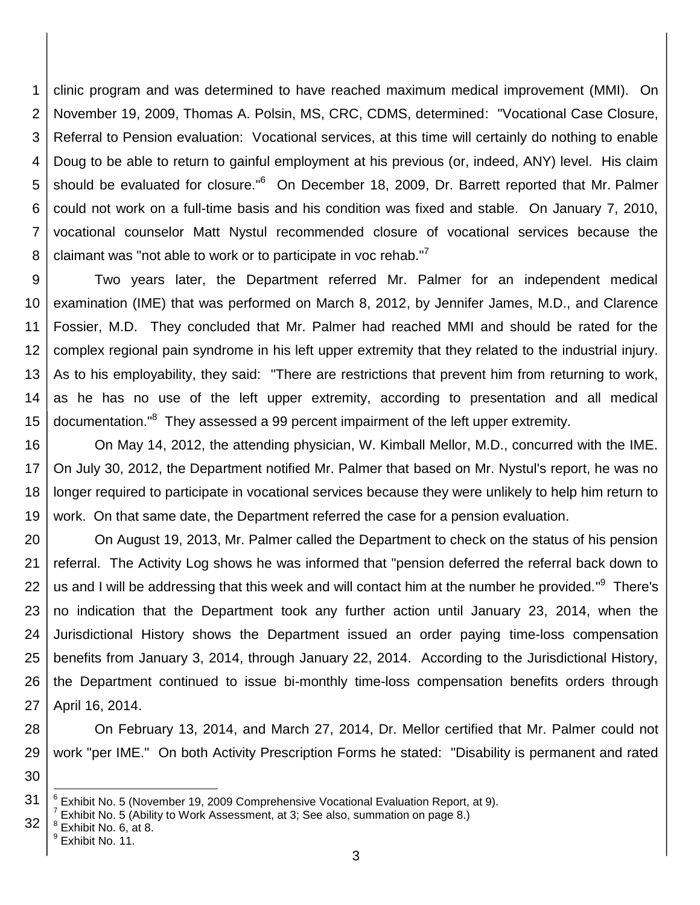clinic program and was determined to have reached maximum medical improvement (MMI). On November 19, 2009, Thomas A. Polsin, MS, CRC, CDMS, determined: "Vocational Case Closure, Referral to Pension evaluation: Vocational services, at this time will certainly do nothing to enable Doug to be able to return to gainful employment at his previous (or, indeed, ANY) level. His claim should be evaluated for closure."[6] On December 18, 2009, Dr. Barrett reported that Mr. Palmer could not work on a full-time basis and his condition was fixed and stable. On January 7, 2010, vocational counselor Matt Nystul recommended closure of vocational services because the claimant was "not able to work or to participate in voc rehab."[7]

Two years later, the Department referred Mr. Palmer for an independent medical examination (IME) that was performed on March 8, 2012, by Jennifer James, M.D., and Clarence Fossier, M.D. They concluded that Mr. Palmer had reached MMI and should be rated for the complex regional pain syndrome in his left upper extremity that they related to the industrial injury. As to his employability, they said: "There are restrictions that prevent him from returning to work, as he has no use of the left upper extremity, according to presentation and all medical documentation."[8] They assessed a 99 percent impairment of the left upper extremity.

On May 14, 2012, the attending physician, W. Kimball Mellor, M.D., concurred with the IME. On July 30, 2012, the Department notified Mr. Palmer that based on Mr. Nystul's report, he was no longer required to participate in vocational services because they were unlikely to help him return to work. On that same date, the Department referred the case for a pension evaluation.

On August 19, 2013, Mr. Palmer called the Department to check on the status of his pension referral. The Activity Log shows he was informed that "pension deferred the referral back down to us and I will be addressing that this week and will contact him at the number he provided."[9] There's no indication that the Department took any further action until January 23, 2014, when the Jurisdictional History shows the Department issued an order paying time-loss compensation benefits from January 3, 2014, through January 22, 2014. According to the Jurisdictional History, the Department continued to issue bi-monthly time-loss compensation benefits orders through April 16, 2014.

On February 13, 2014, and March 27, 2014, Dr. Mellor certified that Mr. Palmer could not work "per IME." On both Activity Prescription Forms he stated: "Disability is permanent and rated

---

[6] Exhibit No. 5 (November 19, 2009 Comprehensive Vocational Evaluation Report, at 9).
[7] Exhibit No. 5 (Ability to Work Assessment, at 3; See also, summation on page 8.)
[8] Exhibit No. 6, at 8.
[9] Exhibit No. 11.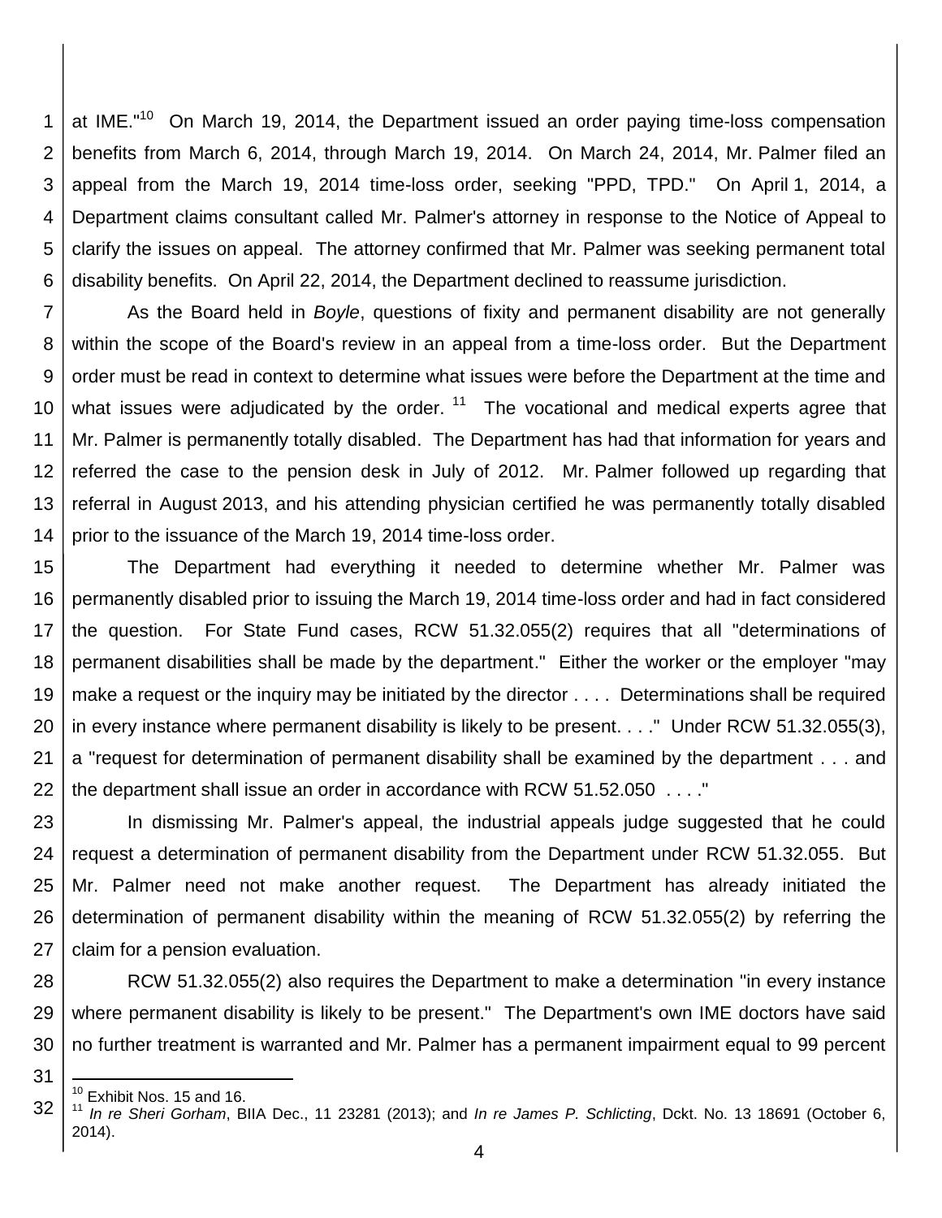at IME."[10] On March 19, 2014, the Department issued an order paying time-loss compensation benefits from March 6, 2014, through March 19, 2014. On March 24, 2014, Mr. Palmer filed an appeal from the March 19, 2014 time-loss order, seeking "PPD, TPD." On April 1, 2014, a Department claims consultant called Mr. Palmer's attorney in response to the Notice of Appeal to clarify the issues on appeal. The attorney confirmed that Mr. Palmer was seeking permanent total disability benefits. On April 22, 2014, the Department declined to reassume jurisdiction.

As the Board held in *Boyle*, questions of fixity and permanent disability are not generally within the scope of the Board's review in an appeal from a time-loss order. But the Department order must be read in context to determine what issues were before the Department at the time and what issues were adjudicated by the order.[11] The vocational and medical experts agree that Mr. Palmer is permanently totally disabled. The Department has had that information for years and referred the case to the pension desk in July of 2012. Mr. Palmer followed up regarding that referral in August 2013, and his attending physician certified he was permanently totally disabled prior to the issuance of the March 19, 2014 time-loss order.

The Department had everything it needed to determine whether Mr. Palmer was permanently disabled prior to issuing the March 19, 2014 time-loss order and had in fact considered the question. For State Fund cases, RCW 51.32.055(2) requires that all "determinations of permanent disabilities shall be made by the department." Either the worker or the employer "may make a request or the inquiry may be initiated by the director . . . . Determinations shall be required in every instance where permanent disability is likely to be present. . . ." Under RCW 51.32.055(3), a "request for determination of permanent disability shall be examined by the department . . . and the department shall issue an order in accordance with RCW 51.52.050 . . . ."

In dismissing Mr. Palmer's appeal, the industrial appeals judge suggested that he could request a determination of permanent disability from the Department under RCW 51.32.055. But Mr. Palmer need not make another request. The Department has already initiated the determination of permanent disability within the meaning of RCW 51.32.055(2) by referring the claim for a pension evaluation.

RCW 51.32.055(2) also requires the Department to make a determination "in every instance where permanent disability is likely to be present." The Department's own IME doctors have said no further treatment is warranted and Mr. Palmer has a permanent impairment equal to 99 percent

---

[10] Exhibit Nos. 15 and 16.

[11] *In re Sheri Gorham*, BIIA Dec., 11 23281 (2013); and *In re James P. Schlicting*, Dckt. No. 13 18691 (October 6, 2014).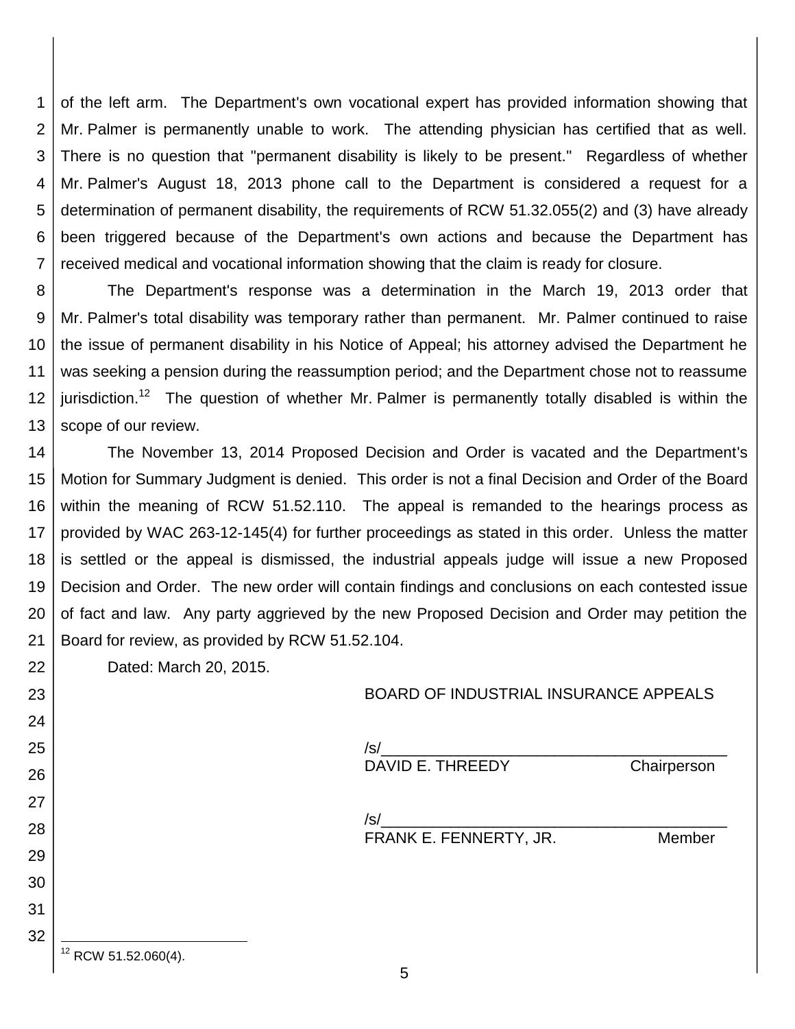of the left arm. The Department's own vocational expert has provided information showing that Mr. Palmer is permanently unable to work. The attending physician has certified that as well. There is no question that "permanent disability is likely to be present." Regardless of whether Mr. Palmer's August 18, 2013 phone call to the Department is considered a request for a determination of permanent disability, the requirements of RCW 51.32.055(2) and (3) have already been triggered because of the Department's own actions and because the Department has received medical and vocational information showing that the claim is ready for closure.

The Department's response was a determination in the March 19, 2013 order that Mr. Palmer's total disability was temporary rather than permanent. Mr. Palmer continued to raise the issue of permanent disability in his Notice of Appeal; his attorney advised the Department he was seeking a pension during the reassumption period; and the Department chose not to reassume jurisdiction.[12] The question of whether Mr. Palmer is permanently totally disabled is within the scope of our review.

The November 13, 2014 Proposed Decision and Order is vacated and the Department's Motion for Summary Judgment is denied. This order is not a final Decision and Order of the Board within the meaning of RCW 51.52.110. The appeal is remanded to the hearings process as provided by WAC 263-12-145(4) for further proceedings as stated in this order. Unless the matter is settled or the appeal is dismissed, the industrial appeals judge will issue a new Proposed Decision and Order. The new order will contain findings and conclusions on each contested issue of fact and law. Any party aggrieved by the new Proposed Decision and Order may petition the Board for review, as provided by RCW 51.52.104.

Dated: March 20, 2015.

BOARD OF INDUSTRIAL INSURANCE APPEALS

/s/\_\_\_\_\_\_\_\_\_\_\_\_\_\_\_\_\_\_\_\_\_\_\_\_\_\_\_\_\_\_\_\_\_\_\_\_\_\_\_\_
DAVID E. THREEDY Chairperson

/s/\_\_\_\_\_\_\_\_\_\_\_\_\_\_\_\_\_\_\_\_\_\_\_\_\_\_\_\_\_\_\_\_\_\_\_\_\_\_\_\_
FRANK E. FENNERTY, JR. Member

[12] RCW 51.52.060(4).